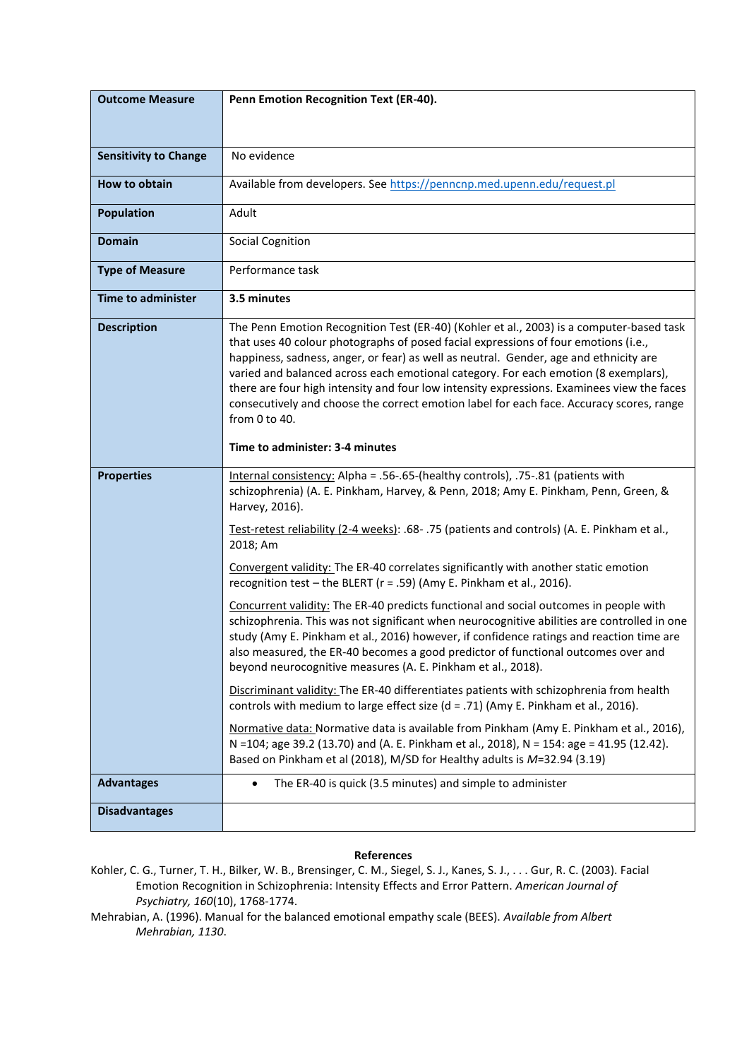| **Outcome Measure** | **Penn Emotion Recognition Text (ER-40).** |
|---|---|
| **Sensitivity to Change** | No evidence |
| **How to obtain** | Available from developers. See https://penncnp.med.upenn.edu/request.pl |
| **Population** | Adult |
| **Domain** | Social Cognition |
| **Type of Measure** | Performance task |
| **Time to administer** | **3.5 minutes** |
| **Description** | The Penn Emotion Recognition Test (ER-40) (Kohler et al., 2003) is a computer-based task that uses 40 colour photographs of posed facial expressions of four emotions (i.e., happiness, sadness, anger, or fear) as well as neutral. Gender, age and ethnicity are varied and balanced across each emotional category. For each emotion (8 exemplars), there are four high intensity and four low intensity expressions. Examinees view the faces consecutively and choose the correct emotion label for each face. Accuracy scores, range from 0 to 40.<br><br>**Time to administer: 3-4 minutes** |
| **Properties** | Internal consistency: Alpha = .56-.65-(healthy controls), .75-.81 (patients with schizophrenia) (A. E. Pinkham, Harvey, & Penn, 2018; Amy E. Pinkham, Penn, Green, & Harvey, 2016).<br><br>Test-retest reliability (2-4 weeks): .68- .75 (patients and controls) (A. E. Pinkham et al., 2018; Am<br><br>Convergent validity: The ER-40 correlates significantly with another static emotion recognition test – the BLERT (r = .59) (Amy E. Pinkham et al., 2016).<br><br>Concurrent validity: The ER-40 predicts functional and social outcomes in people with schizophrenia. This was not significant when neurocognitive abilities are controlled in one study (Amy E. Pinkham et al., 2016) however, if confidence ratings and reaction time are also measured, the ER-40 becomes a good predictor of functional outcomes over and beyond neurocognitive measures (A. E. Pinkham et al., 2018).<br><br>Discriminant validity: The ER-40 differentiates patients with schizophrenia from health controls with medium to large effect size (d = .71) (Amy E. Pinkham et al., 2016).<br><br>Normative data: Normative data is available from Pinkham (Amy E. Pinkham et al., 2016), N =104; age 39.2 (13.70) and (A. E. Pinkham et al., 2018), N = 154: age = 41.95 (12.42). Based on Pinkham et al (2018), M/SD for Healthy adults is *M*=32.94 (3.19) |
| **Advantages** | • The ER-40 is quick (3.5 minutes) and simple to administer |
| **Disadvantages** | |

**References**

Kohler, C. G., Turner, T. H., Bilker, W. B., Brensinger, C. M., Siegel, S. J., Kanes, S. J., . . . Gur, R. C. (2003). Facial Emotion Recognition in Schizophrenia: Intensity Effects and Error Pattern. *American Journal of Psychiatry, 160*(10), 1768-1774.

Mehrabian, A. (1996). Manual for the balanced emotional empathy scale (BEES). *Available from Albert Mehrabian, 1130*.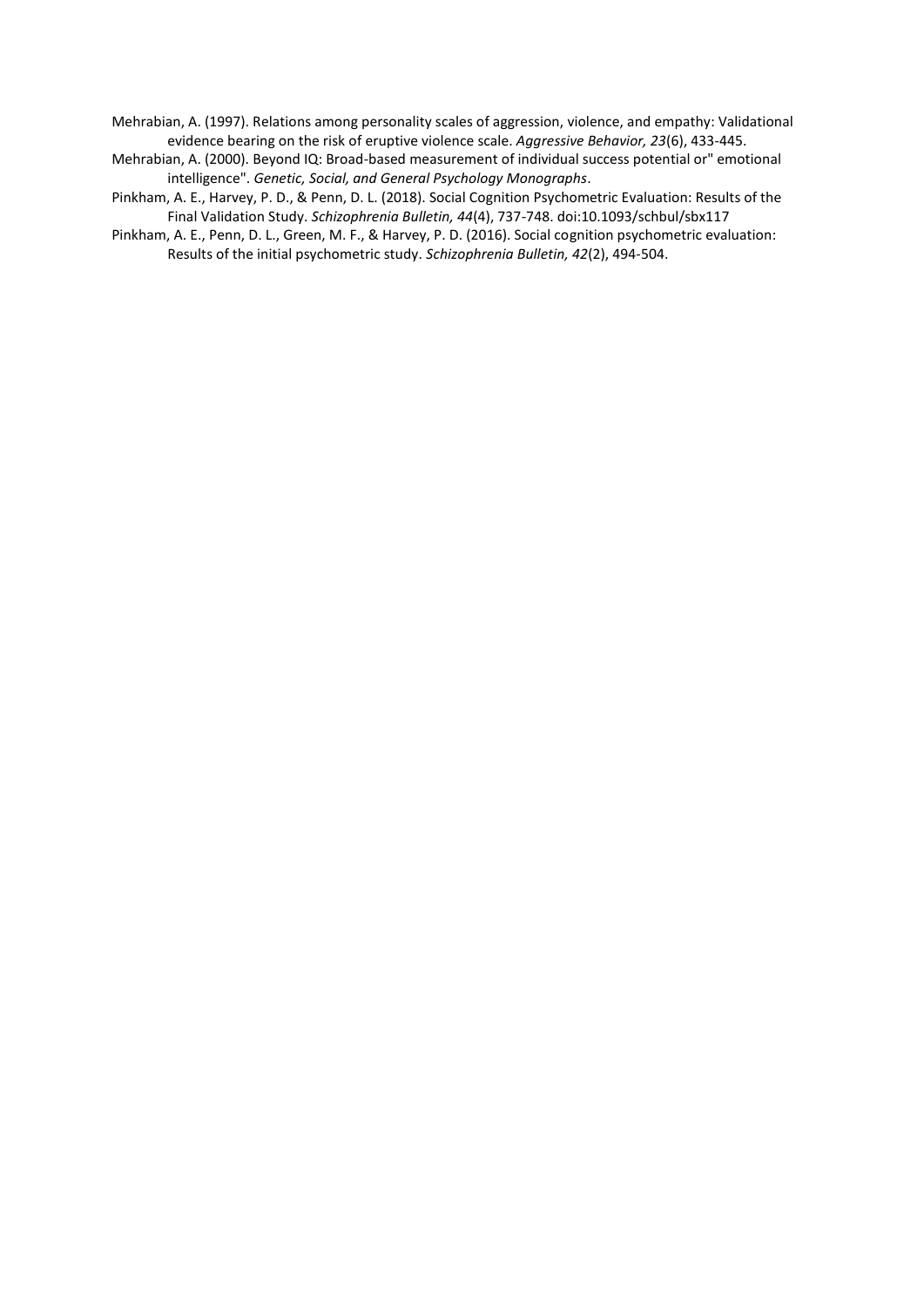Mehrabian, A. (1997). Relations among personality scales of aggression, violence, and empathy: Validational evidence bearing on the risk of eruptive violence scale. *Aggressive Behavior, 23*(6), 433-445.

Mehrabian, A. (2000). Beyond IQ: Broad-based measurement of individual success potential or" emotional intelligence". *Genetic, Social, and General Psychology Monographs*.

Pinkham, A. E., Harvey, P. D., & Penn, D. L. (2018). Social Cognition Psychometric Evaluation: Results of the Final Validation Study. *Schizophrenia Bulletin, 44*(4), 737-748. doi:10.1093/schbul/sbx117

Pinkham, A. E., Penn, D. L., Green, M. F., & Harvey, P. D. (2016). Social cognition psychometric evaluation: Results of the initial psychometric study. *Schizophrenia Bulletin, 42*(2), 494-504.